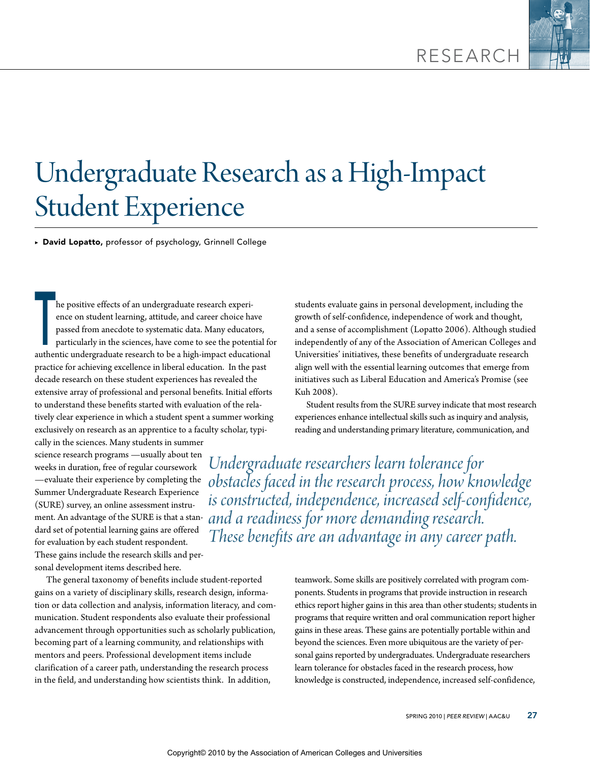# Undergraduate Research as a High-Impact Student Experience

▸ **David Lopatto,** professor of psychology, Grinnell College

The positive effects of an undergraduate research experience on student learning, attitude, and career choice have passed from anecdote to systematic data. Many educators, particularly in the sciences, have come to see the potential for authentic undergraduate research to be a high-impact educational practice for achieving excellence in liberal education. In the past decade research on these student experiences has revealed the extensive array of professional and personal benefits. Initial efforts to understand these benefits started with evaluation of the relatively clear experience in which a student spent a summer working exclusively on research as an apprentice to a faculty scholar, typically in the sciences. Many students in summer science research programs —usually about ten weeks in duration, free of regular coursework —evaluate their experience by completing the Summer Undergraduate Research Experience (SURE) survey, an online assessment instrument. An advantage of the SURE is that a standard set of potential learning gains are offered for evaluation by each student respondent. These gains include the research skills and personal development items described here.

The general taxonomy of benefits include student-reported gains on a variety of disciplinary skills, research design, information or data collection and analysis, information literacy, and communication. Student respondents also evaluate their professional advancement through opportunities such as scholarly publication, becoming part of a learning community, and relationships with mentors and peers. Professional development items include clarification of a career path, understanding the research process in the field, and understanding how scientists think. In addition, students evaluate gains in personal development, including the growth of self-confidence, independence of work and thought, and a sense of accomplishment (Lopatto 2006). Although studied independently of any of the Association of American Colleges and Universities' initiatives, these benefits of undergraduate research align well with the essential learning outcomes that emerge from initiatives such as Liberal Education and America's Promise (see Kuh 2008).

Student results from the SURE survey indicate that most research experiences enhance intellectual skills such as inquiry and analysis, reading and understanding primary literature, communication, and teamwork. Some skills are positively correlated with program components. Students in programs that provide instruction in research ethics report higher gains in this area than other students; students in programs that require written and oral communication report higher gains in these areas. These gains are potentially portable within and beyond the sciences. Even more ubiquitous are the variety of personal gains reported by undergraduates. Undergraduate researchers learn tolerance for obstacles faced in the research process, how knowledge is constructed, independence, increased self-confidence,

> *Undergraduate researchers learn tolerance for obstacles faced in the research process, how knowledge is constructed, independence, increased self-confidence, and a readiness for more demanding research. These benefits are an advantage in any career path.*

Copyright© 2010 by the Association of American Colleges and Universities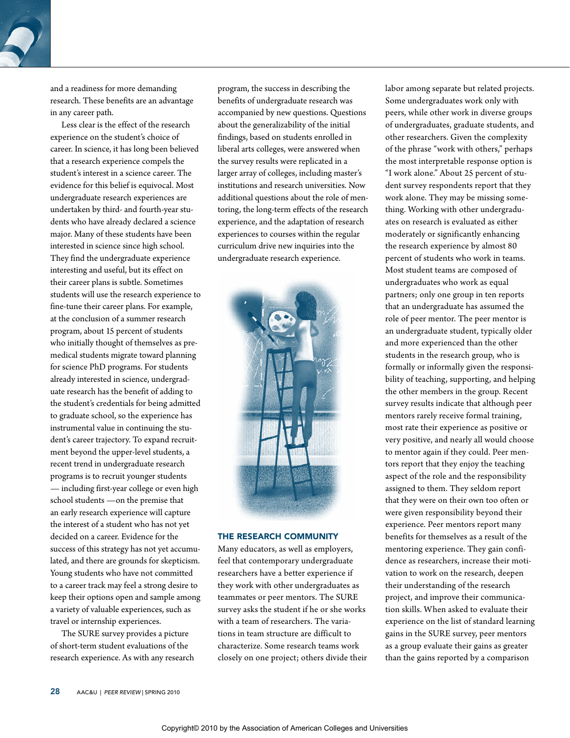and a readiness for more demanding research. These benefits are an advantage in any career path.

Less clear is the effect of the research experience on the student's choice of career. In science, it has long been believed that a research experience compels the student's interest in a science career. The evidence for this belief is equivocal. Most undergraduate research experiences are undertaken by third- and fourth-year students who have already declared a science major. Many of these students have been interested in science since high school. They find the undergraduate experience interesting and useful, but its effect on their career plans is subtle. Sometimes students will use the research experience to fine-tune their career plans. For example, at the conclusion of a summer research program, about 15 percent of students who initially thought of themselves as premedical students migrate toward planning for science PhD programs. For students already interested in science, undergraduate research has the benefit of adding to the student's credentials for being admitted to graduate school, so the experience has instrumental value in continuing the student's career trajectory. To expand recruitment beyond the upper-level students, a recent trend in undergraduate research programs is to recruit younger students — including first-year college or even high school students —on the premise that an early research experience will capture the interest of a student who has not yet decided on a career. Evidence for the success of this strategy has not yet accumulated, and there are grounds for skepticism. Young students who have not committed to a career track may feel a strong desire to keep their options open and sample among a variety of valuable experiences, such as travel or internship experiences.

The SURE survey provides a picture of short-term student evaluations of the research experience. As with any research program, the success in describing the benefits of undergraduate research was accompanied by new questions. Questions about the generalizability of the initial findings, based on students enrolled in liberal arts colleges, were answered when the survey results were replicated in a larger array of colleges, including master's institutions and research universities. Now additional questions about the role of mentoring, the long-term effects of the research experience, and the adaptation of research experiences to courses within the regular curriculum drive new inquiries into the undergraduate research experience.

## THE RESEARCH COMMUNITY

Many educators, as well as employers, feel that contemporary undergraduate researchers have a better experience if they work with other undergraduates as teammates or peer mentors. The SURE survey asks the student if he or she works with a team of researchers. The variations in team structure are difficult to characterize. Some research teams work closely on one project; others divide their labor among separate but related projects. Some undergraduates work only with peers, while other work in diverse groups of undergraduates, graduate students, and other researchers. Given the complexity of the phrase "work with others," perhaps the most interpretable response option is "I work alone." About 25 percent of student survey respondents report that they work alone. They may be missing something. Working with other undergraduates on research is evaluated as either moderately or significantly enhancing the research experience by almost 80 percent of students who work in teams. Most student teams are composed of undergraduates who work as equal partners; only one group in ten reports that an undergraduate has assumed the role of peer mentor. The peer mentor is an undergraduate student, typically older and more experienced than the other students in the research group, who is formally or informally given the responsibility of teaching, supporting, and helping the other members in the group. Recent survey results indicate that although peer mentors rarely receive formal training, most rate their experience as positive or very positive, and nearly all would choose to mentor again if they could. Peer mentors report that they enjoy the teaching aspect of the role and the responsibility assigned to them. They seldom report that they were on their own too often or were given responsibility beyond their experience. Peer mentors report many benefits for themselves as a result of the mentoring experience. They gain confidence as researchers, increase their motivation to work on the research, deepen their understanding of the research project, and improve their communication skills. When asked to evaluate their experience on the list of standard learning gains in the SURE survey, peer mentors as a group evaluate their gains as greater than the gains reported by a comparison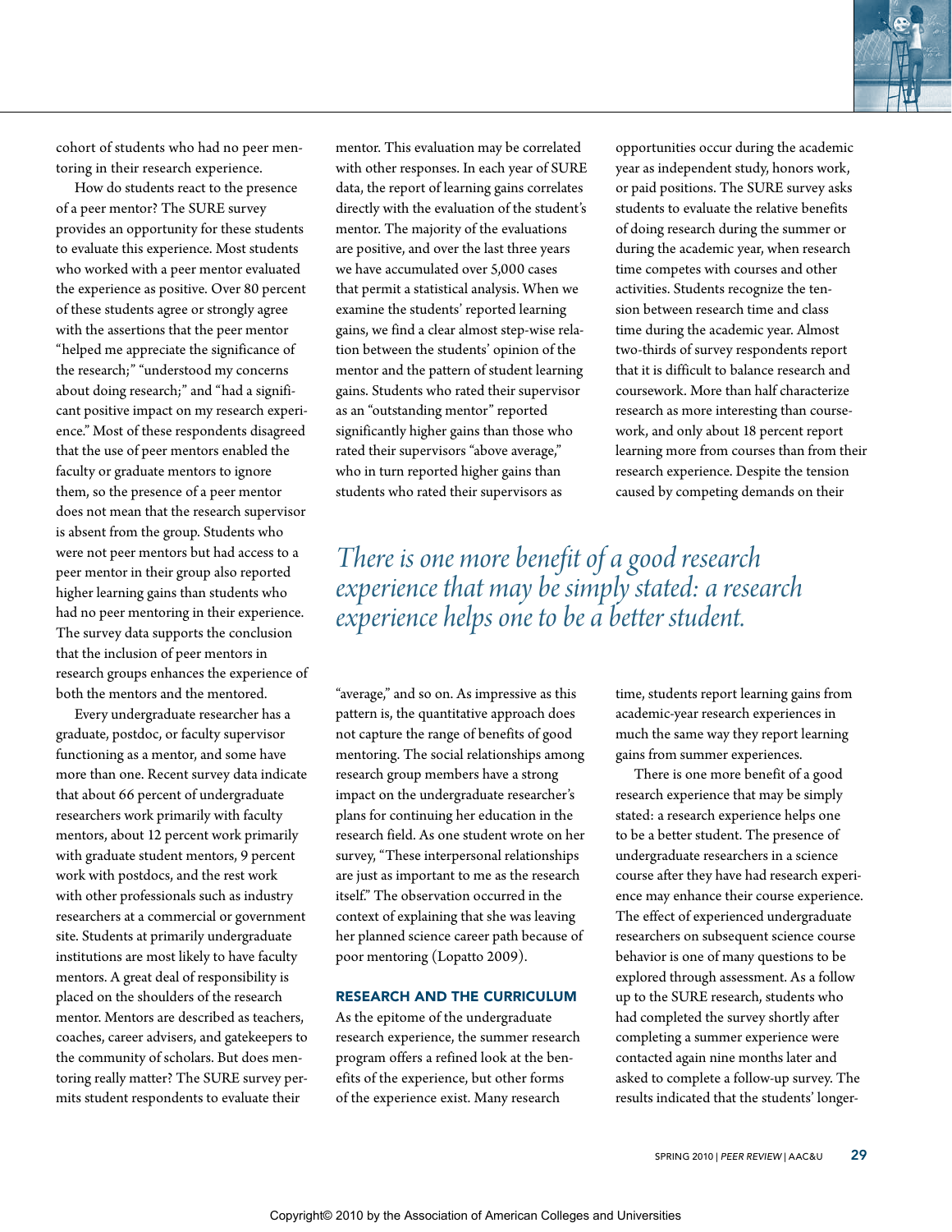cohort of students who had no peer mentoring in their research experience.

How do students react to the presence of a peer mentor? The SURE survey provides an opportunity for these students to evaluate this experience. Most students who worked with a peer mentor evaluated the experience as positive. Over 80 percent of these students agree or strongly agree with the assertions that the peer mentor "helped me appreciate the significance of the research;" "understood my concerns about doing research;" and "had a significant positive impact on my research experience." Most of these respondents disagreed that the use of peer mentors enabled the faculty or graduate mentors to ignore them, so the presence of a peer mentor does not mean that the research supervisor is absent from the group. Students who were not peer mentors but had access to a peer mentor in their group also reported higher learning gains than students who had no peer mentoring in their experience. The survey data supports the conclusion that the inclusion of peer mentors in research groups enhances the experience of both the mentors and the mentored.

Every undergraduate researcher has a graduate, postdoc, or faculty supervisor functioning as a mentor, and some have more than one. Recent survey data indicate that about 66 percent of undergraduate researchers work primarily with faculty mentors, about 12 percent work primarily with graduate student mentors, 9 percent work with postdocs, and the rest work with other professionals such as industry researchers at a commercial or government site. Students at primarily undergraduate institutions are most likely to have faculty mentors. A great deal of responsibility is placed on the shoulders of the research mentor. Mentors are described as teachers, coaches, career advisers, and gatekeepers to the community of scholars. But does mentoring really matter? The SURE survey permits student respondents to evaluate their mentor. This evaluation may be correlated with other responses. In each year of SURE data, the report of learning gains correlates directly with the evaluation of the student's mentor. The majority of the evaluations are positive, and over the last three years we have accumulated over 5,000 cases that permit a statistical analysis. When we examine the students' reported learning gains, we find a clear almost step-wise relation between the students' opinion of the mentor and the pattern of student learning gains. Students who rated their supervisor as an "outstanding mentor" reported significantly higher gains than those who rated their supervisors "above average," who in turn reported higher gains than students who rated their supervisors as "average," and so on. As impressive as this pattern is, the quantitative approach does not capture the range of benefits of good mentoring. The social relationships among research group members have a strong impact on the undergraduate researcher's plans for continuing her education in the research field. As one student wrote on her survey, "These interpersonal relationships are just as important to me as the research itself." The observation occurred in the context of explaining that she was leaving her planned science career path because of poor mentoring (Lopatto 2009).

## RESEARCH AND THE CURRICULUM

As the epitome of the undergraduate research experience, the summer research program offers a refined look at the benefits of the experience, but other forms of the experience exist. Many research opportunities occur during the academic year as independent study, honors work, or paid positions. The SURE survey asks students to evaluate the relative benefits of doing research during the summer or during the academic year, when research time competes with courses and other activities. Students recognize the tension between research time and class time during the academic year. Almost two-thirds of survey respondents report that it is difficult to balance research and coursework. More than half characterize research as more interesting than coursework, and only about 18 percent report learning more from courses than from their research experience. Despite the tension caused by competing demands on their time, students report learning gains from academic-year research experiences in much the same way they report learning gains from summer experiences.

*There is one more benefit of a good research experience that may be simply stated: a research experience helps one to be a better student.*

There is one more benefit of a good research experience that may be simply stated: a research experience helps one to be a better student. The presence of undergraduate researchers in a science course after they have had research experience may enhance their course experience. The effect of experienced undergraduate researchers on subsequent science course behavior is one of many questions to be explored through assessment. As a follow up to the SURE research, students who had completed the survey shortly after completing a summer experience were contacted again nine months later and asked to complete a follow-up survey. The results indicated that the students' longer-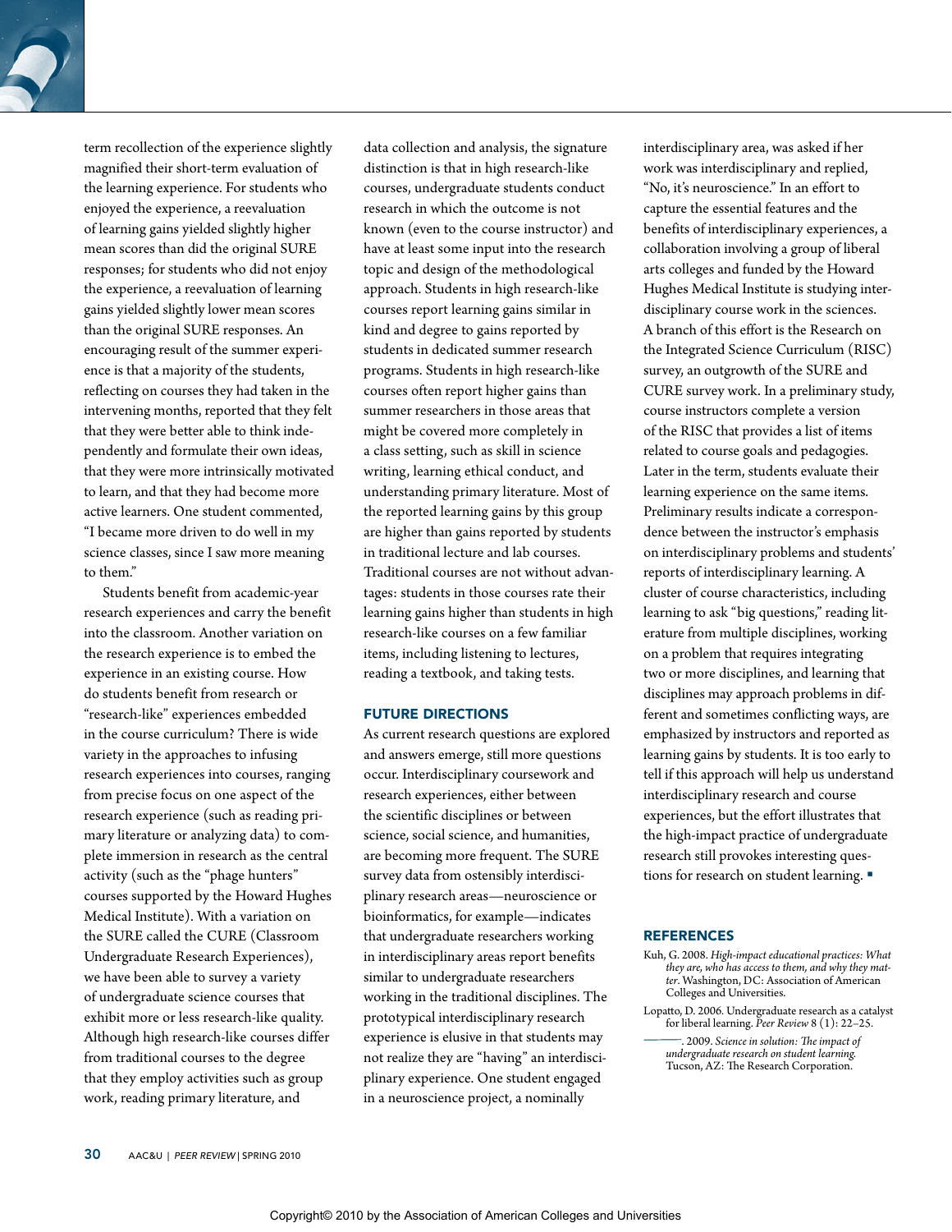term recollection of the experience slightly magnified their short-term evaluation of the learning experience. For students who enjoyed the experience, a reevaluation of learning gains yielded slightly higher mean scores than did the original SURE responses; for students who did not enjoy the experience, a reevaluation of learning gains yielded slightly lower mean scores than the original SURE responses. An encouraging result of the summer experience is that a majority of the students, reflecting on courses they had taken in the intervening months, reported that they felt that they were better able to think independently and formulate their own ideas, that they were more intrinsically motivated to learn, and that they had become more active learners. One student commented, "I became more driven to do well in my science classes, since I saw more meaning to them."

Students benefit from academic-year research experiences and carry the benefit into the classroom. Another variation on the research experience is to embed the experience in an existing course. How do students benefit from research or "research-like" experiences embedded in the course curriculum? There is wide variety in the approaches to infusing research experiences into courses, ranging from precise focus on one aspect of the research experience (such as reading primary literature or analyzing data) to complete immersion in research as the central activity (such as the "phage hunters" courses supported by the Howard Hughes Medical Institute). With a variation on the SURE called the CURE (Classroom Undergraduate Research Experiences), we have been able to survey a variety of undergraduate science courses that exhibit more or less research-like quality. Although high research-like courses differ from traditional courses to the degree that they employ activities such as group work, reading primary literature, and data collection and analysis, the signature distinction is that in high research-like courses, undergraduate students conduct research in which the outcome is not known (even to the course instructor) and have at least some input into the research topic and design of the methodological approach. Students in high research-like courses report learning gains similar in kind and degree to gains reported by students in dedicated summer research programs. Students in high research-like courses often report higher gains than summer researchers in those areas that might be covered more completely in a class setting, such as skill in science writing, learning ethical conduct, and understanding primary literature. Most of the reported learning gains by this group are higher than gains reported by students in traditional lecture and lab courses. Traditional courses are not without advantages: students in those courses rate their learning gains higher than students in high research-like courses on a few familiar items, including listening to lectures, reading a textbook, and taking tests.

## FUTURE DIRECTIONS

As current research questions are explored and answers emerge, still more questions occur. Interdisciplinary coursework and research experiences, either between the scientific disciplines or between science, social science, and humanities, are becoming more frequent. The SURE survey data from ostensibly interdisciplinary research areas—neuroscience or bioinformatics, for example—indicates that undergraduate researchers working in interdisciplinary areas report benefits similar to undergraduate researchers working in the traditional disciplines. The prototypical interdisciplinary research experience is elusive in that students may not realize they are "having" an interdisciplinary experience. One student engaged in a neuroscience project, a nominally interdisciplinary area, was asked if her work was interdisciplinary and replied, "No, it's neuroscience." In an effort to capture the essential features and the benefits of interdisciplinary experiences, a collaboration involving a group of liberal arts colleges and funded by the Howard Hughes Medical Institute is studying interdisciplinary course work in the sciences. A branch of this effort is the Research on the Integrated Science Curriculum (RISC) survey, an outgrowth of the SURE and CURE survey work. In a preliminary study, course instructors complete a version of the RISC that provides a list of items related to course goals and pedagogies. Later in the term, students evaluate their learning experience on the same items. Preliminary results indicate a correspondence between the instructor's emphasis on interdisciplinary problems and students' reports of interdisciplinary learning. A cluster of course characteristics, including learning to ask "big questions," reading literature from multiple disciplines, working on a problem that requires integrating two or more disciplines, and learning that disciplines may approach problems in different and sometimes conflicting ways, are emphasized by instructors and reported as learning gains by students. It is too early to tell if this approach will help us understand interdisciplinary research and course experiences, but the effort illustrates that the high-impact practice of undergraduate research still provokes interesting questions for research on student learning. ▪

## REFERENCES

Kuh, G. 2008. *High-impact educational practices: What they are, who has access to them, and why they matter*. Washington, DC: Association of American Colleges and Universities.

Lopatto, D. 2006. Undergraduate research as a catalyst for liberal learning. *Peer Review* 8 (1): 22–25.

———. 2009. *Science in solution: The impact of undergraduate research on student learning.* Tucson, AZ: The Research Corporation.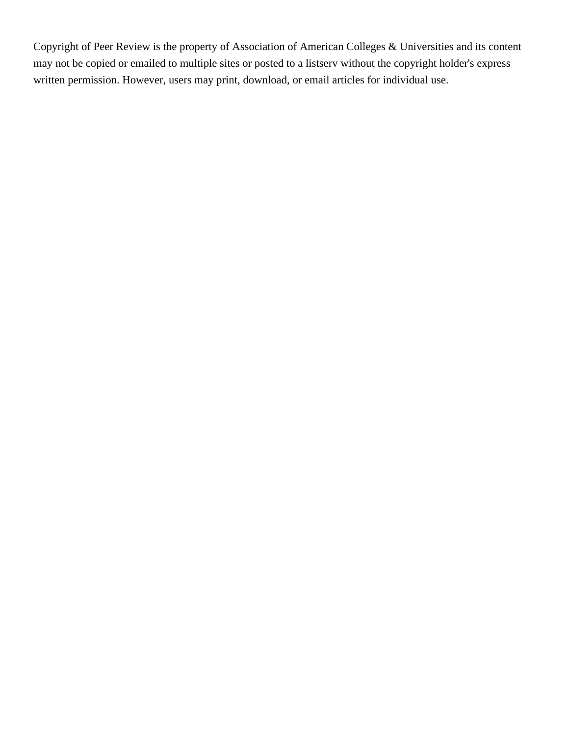Copyright of Peer Review is the property of Association of American Colleges & Universities and its content may not be copied or emailed to multiple sites or posted to a listserv without the copyright holder's express written permission. However, users may print, download, or email articles for individual use.